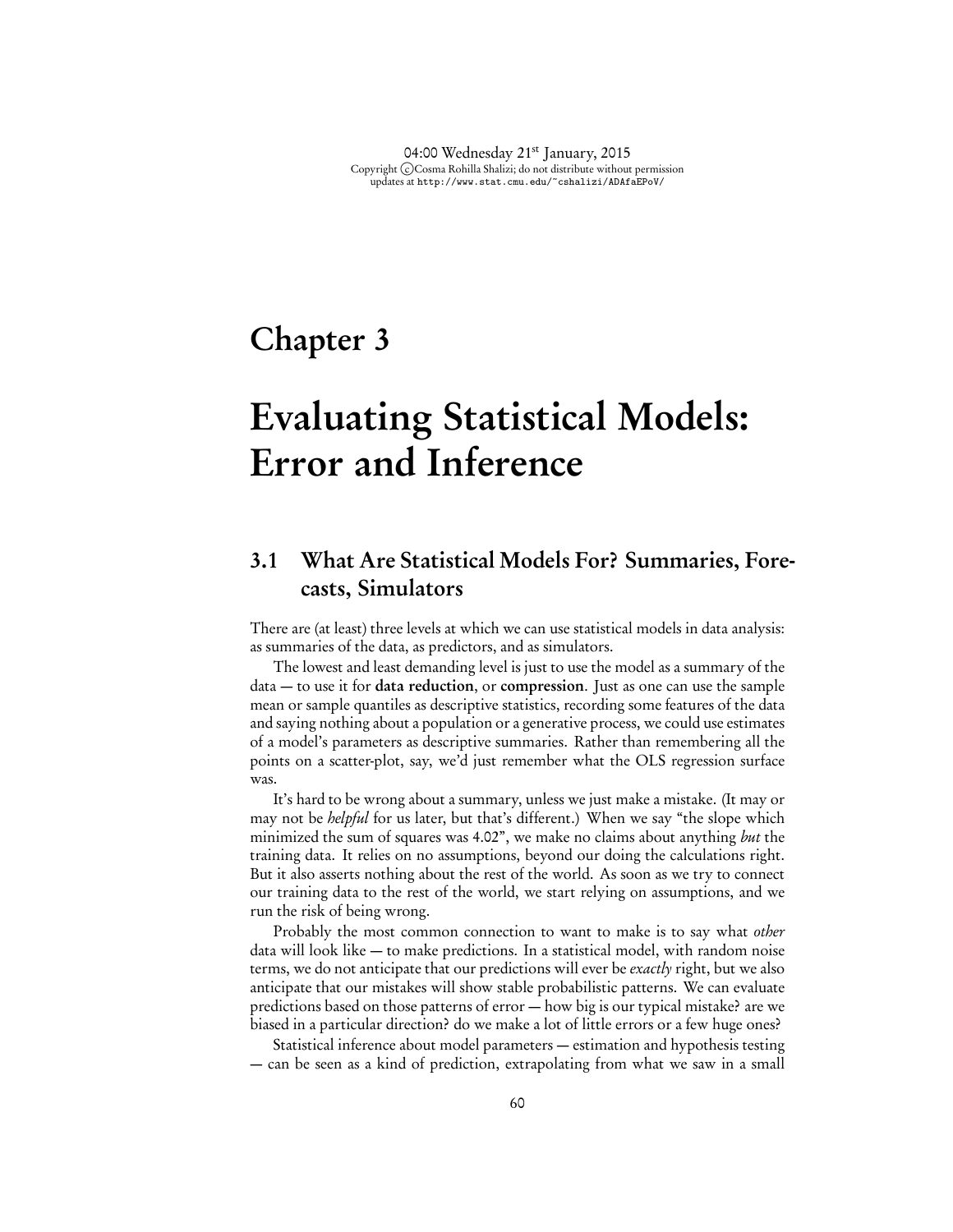# Chapter 3

# Evaluating Statistical Models: Error and Inference

## 3.1 What Are Statistical Models For? Summaries, Forecasts, Simulators

There are (at least) three levels at which we can use statistical models in data analysis: as summaries of the data, as predictors, and as simulators.

The lowest and least demanding level is just to use the model as a summary of the data — to use it for **data reduction**, or **compression**. Just as one can use the sample mean or sample quantiles as descriptive statistics, recording some features of the data and saying nothing about a population or a generative process, we could use estimates of a model's parameters as descriptive summaries. Rather than remembering all the points on a scatter-plot, say, we'd just remember what the OLS regression surface was.

It's hard to be wrong about a summary, unless we just make a mistake. (It may or may not be *helpful* for us later, but that's different.) When we say "the slope which minimized the sum of squares was 4.02", we make no claims about anything *but* the training data. It relies on no assumptions, beyond our doing the calculations right. But it also asserts nothing about the rest of the world. As soon as we try to connect our training data to the rest of the world, we start relying on assumptions, and we run the risk of being wrong.

Probably the most common connection to want to make is to say what *other* data will look like — to make predictions. In a statistical model, with random noise terms, we do not anticipate that our predictions will ever be *exactly* right, but we also anticipate that our mistakes will show stable probabilistic patterns. We can evaluate predictions based on those patterns of error — how big is our typical mistake? are we biased in a particular direction? do we make a lot of little errors or a few huge ones?

Statistical inference about model parameters — estimation and hypothesis testing — can be seen as a kind of prediction, extrapolating from what we saw in a small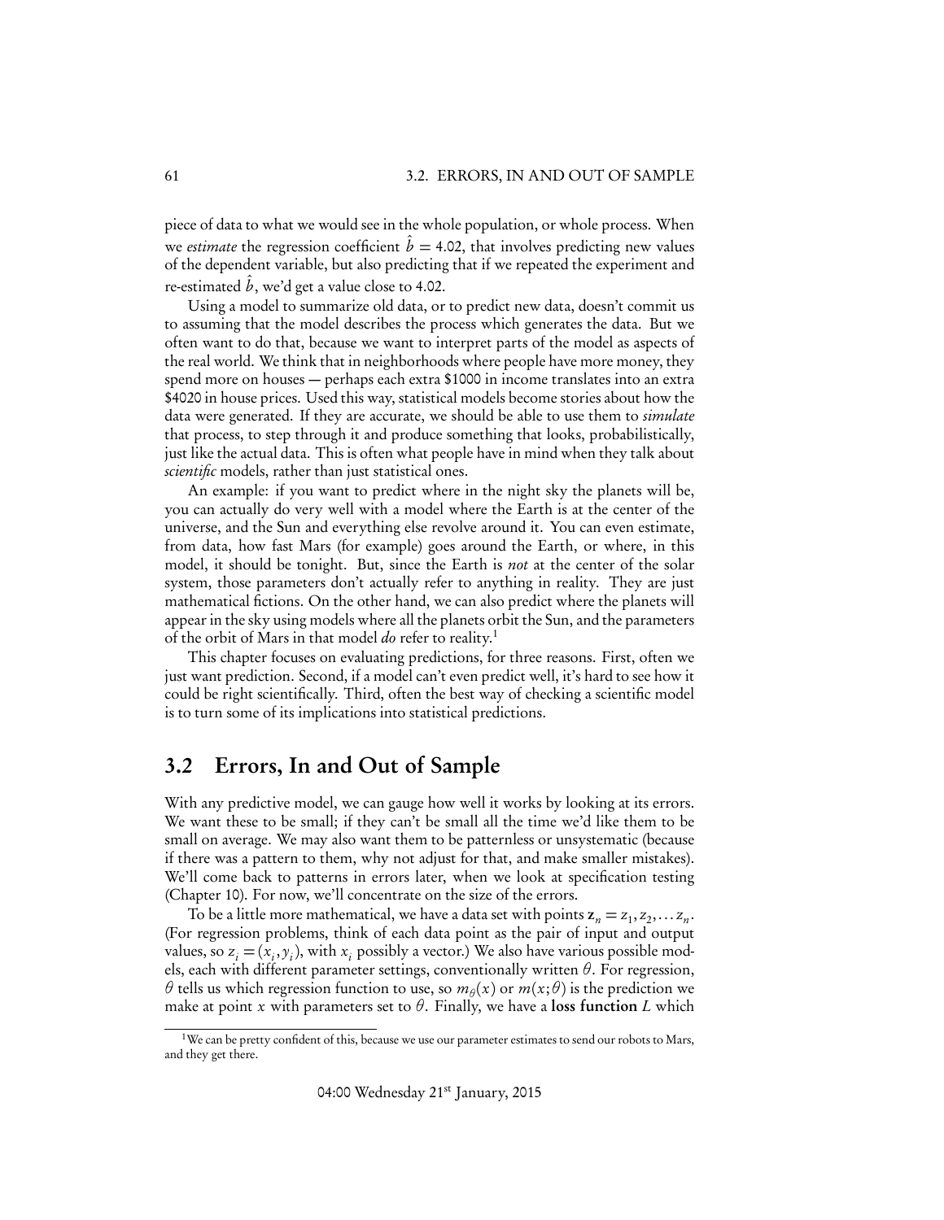piece of data to what we would see in the whole population, or whole process. When we *estimate* the regression coefficient $\hat{b} = 4.02$, that involves predicting new values of the dependent variable, but also predicting that if we repeated the experiment and re-estimated $\hat{b}$, we'd get a value close to 4.02.

Using a model to summarize old data, or to predict new data, doesn't commit us to assuming that the model describes the process which generates the data. But we often want to do that, because we want to interpret parts of the model as aspects of the real world. We think that in neighborhoods where people have more money, they spend more on houses — perhaps each extra \$1000 in income translates into an extra \$4020 in house prices. Used this way, statistical models become stories about how the data were generated. If they are accurate, we should be able to use them to *simulate* that process, to step through it and produce something that looks, probabilistically, just like the actual data. This is often what people have in mind when they talk about *scientific* models, rather than just statistical ones.

An example: if you want to predict where in the night sky the planets will be, you can actually do very well with a model where the Earth is at the center of the universe, and the Sun and everything else revolve around it. You can even estimate, from data, how fast Mars (for example) goes around the Earth, or where, in this model, it should be tonight. But, since the Earth is *not* at the center of the solar system, those parameters don't actually refer to anything in reality. They are just mathematical fictions. On the other hand, we can also predict where the planets will appear in the sky using models where all the planets orbit the Sun, and the parameters of the orbit of Mars in that model *do* refer to reality.[1]

This chapter focuses on evaluating predictions, for three reasons. First, often we just want prediction. Second, if a model can't even predict well, it's hard to see how it could be right scientifically. Third, often the best way of checking a scientific model is to turn some of its implications into statistical predictions.

## 3.2 Errors, In and Out of Sample

With any predictive model, we can gauge how well it works by looking at its errors. We want these to be small; if they can't be small all the time we'd like them to be small on average. We may also want them to be patternless or unsystematic (because if there was a pattern to them, why not adjust for that, and make smaller mistakes). We'll come back to patterns in errors later, when we look at specification testing (Chapter 10). For now, we'll concentrate on the size of the errors.

To be a little more mathematical, we have a data set with points $\mathbf{z}_n = z_1, z_2, \ldots z_n$. (For regression problems, think of each data point as the pair of input and output values, so $z_i = (x_i, y_i)$, with $x_i$ possibly a vector.) We also have various possible models, each with different parameter settings, conventionally written $\theta$. For regression, $\theta$ tells us which regression function to use, so $m_\theta(x)$ or $m(x;\theta)$ is the prediction we make at point $x$ with parameters set to $\theta$. Finally, we have a **loss function** $L$ which

[1] We can be pretty confident of this, because we use our parameter estimates to send our robots to Mars, and they get there.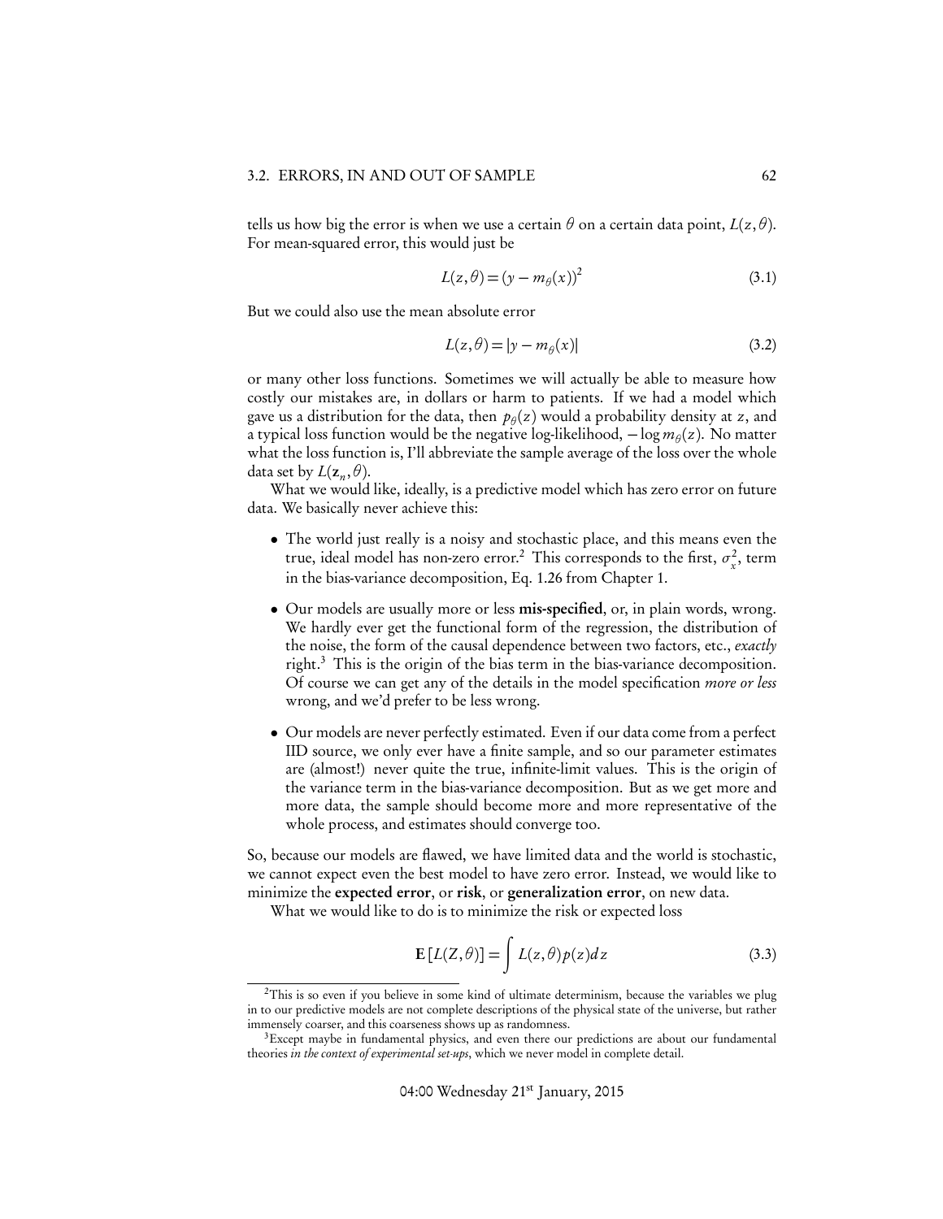tells us how big the error is when we use a certain $\theta$ on a certain data point, $L(z, \theta)$. For mean-squared error, this would just be

$$L(z, \theta) = (y - m_\theta(x))^2 \tag{3.1}$$

But we could also use the mean absolute error

$$L(z, \theta) = |y - m_\theta(x)| \tag{3.2}$$

or many other loss functions. Sometimes we will actually be able to measure how costly our mistakes are, in dollars or harm to patients. If we had a model which gave us a distribution for the data, then $p_\theta(z)$ would a probability density at $z$, and a typical loss function would be the negative log-likelihood, $-\log m_\theta(z)$. No matter what the loss function is, I'll abbreviate the sample average of the loss over the whole data set by $L(\mathbf{z}_n, \theta)$.

What we would like, ideally, is a predictive model which has zero error on future data. We basically never achieve this:

- The world just really is a noisy and stochastic place, and this means even the true, ideal model has non-zero error.[2] This corresponds to the first, $\sigma_x^2$, term in the bias-variance decomposition, Eq. 1.26 from Chapter 1.
- Our models are usually more or less **mis-specified**, or, in plain words, wrong. We hardly ever get the functional form of the regression, the distribution of the noise, the form of the causal dependence between two factors, etc., *exactly* right.[3] This is the origin of the bias term in the bias-variance decomposition. Of course we can get any of the details in the model specification *more or less* wrong, and we'd prefer to be less wrong.
- Our models are never perfectly estimated. Even if our data come from a perfect IID source, we only ever have a finite sample, and so our parameter estimates are (almost!) never quite the true, infinite-limit values. This is the origin of the variance term in the bias-variance decomposition. But as we get more and more data, the sample should become more and more representative of the whole process, and estimates should converge too.

So, because our models are flawed, we have limited data and the world is stochastic, we cannot expect even the best model to have zero error. Instead, we would like to minimize the **expected error**, or **risk**, or **generalization error**, on new data.

What we would like to do is to minimize the risk or expected loss

$$\mathbf{E}[L(Z, \theta)] = \int L(z, \theta) p(z) dz \tag{3.3}$$

---

[2] This is so even if you believe in some kind of ultimate determinism, because the variables we plug in to our predictive models are not complete descriptions of the physical state of the universe, but rather immensely coarser, and this coarseness shows up as randomness.

[3] Except maybe in fundamental physics, and even there our predictions are about our fundamental theories *in the context of experimental set-ups*, which we never model in complete detail.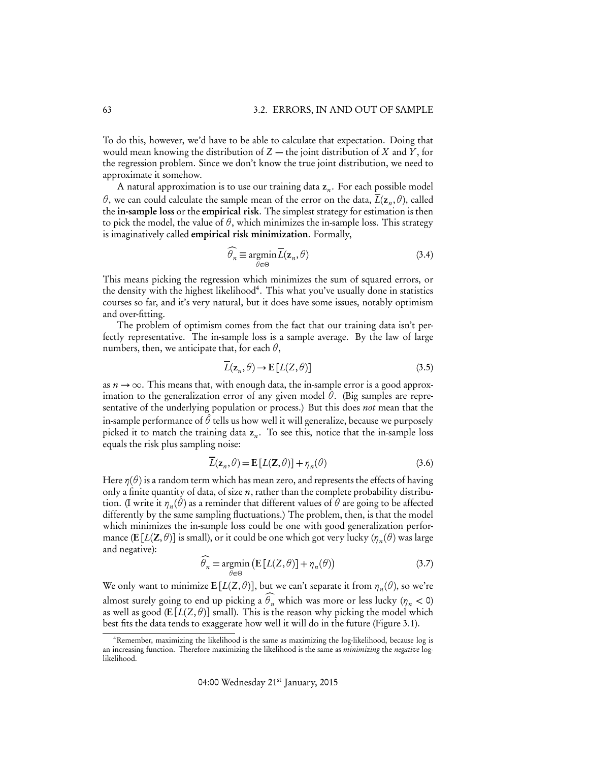To do this, however, we'd have to be able to calculate that expectation. Doing that would mean knowing the distribution of $Z$ — the joint distribution of $X$ and $Y$, for the regression problem. Since we don't know the true joint distribution, we need to approximate it somehow.

A natural approximation is to use our training data $\mathbf{z}_n$. For each possible model $\theta$, we can could calculate the sample mean of the error on the data, $\overline{L}(\mathbf{z}_n, \theta)$, called the **in-sample loss** or the **empirical risk**. The simplest strategy for estimation is then to pick the model, the value of $\theta$, which minimizes the in-sample loss. This strategy is imaginatively called **empirical risk minimization**. Formally,

$$\widehat{\theta_n} \equiv \underset{\theta \in \Theta}{\operatorname{argmin}} \overline{L}(\mathbf{z}_n, \theta) \tag{3.4}$$

This means picking the regression which minimizes the sum of squared errors, or the density with the highest likelihood[4]. This what you've usually done in statistics courses so far, and it's very natural, but it does have some issues, notably optimism and over-fitting.

The problem of optimism comes from the fact that our training data isn't perfectly representative. The in-sample loss is a sample average. By the law of large numbers, then, we anticipate that, for each $\theta$,

$$\overline{L}(\mathbf{z}_n, \theta) \to \mathbf{E}\left[L(Z, \theta)\right] \tag{3.5}$$

as $n \to \infty$. This means that, with enough data, the in-sample error is a good approximation to the generalization error of any given model $\theta$. (Big samples are representative of the underlying population or process.) But this does *not* mean that the in-sample performance of $\hat{\theta}$ tells us how well it will generalize, because we purposely picked it to match the training data $\mathbf{z}_n$. To see this, notice that the in-sample loss equals the risk plus sampling noise:

$$\overline{L}(\mathbf{z}_n, \theta) = \mathbf{E}\left[L(\mathbf{Z}, \theta)\right] + \eta_n(\theta) \tag{3.6}$$

Here $\eta(\theta)$ is a random term which has mean zero, and represents the effects of having only a finite quantity of data, of size $n$, rather than the complete probability distribution. (I write it $\eta_n(\theta)$ as a reminder that different values of $\theta$ are going to be affected differently by the same sampling fluctuations.) The problem, then, is that the model which minimizes the in-sample loss could be one with good generalization performance ($\mathbf{E}\left[L(\mathbf{Z}, \theta)\right]$ is small), or it could be one which got very lucky ($\eta_n(\theta)$ was large and negative):

$$\widehat{\theta_n} = \underset{\theta \in \Theta}{\operatorname{argmin}} \left(\mathbf{E}\left[L(Z, \theta)\right] + \eta_n(\theta)\right) \tag{3.7}$$

We only want to minimize $\mathbf{E}\left[L(Z, \theta)\right]$, but we can't separate it from $\eta_n(\theta)$, so we're almost surely going to end up picking a $\widehat{\theta_n}$ which was more or less lucky ($\eta_n < 0$) as well as good ($\mathbf{E}\left[L(Z, \theta)\right]$ small). This is the reason why picking the model which best fits the data tends to exaggerate how well it will do in the future (Figure 3.1).

[4] Remember, maximizing the likelihood is the same as maximizing the log-likelihood, because log is an increasing function. Therefore maximizing the likelihood is the same as *minimizing* the *negative* log-likelihood.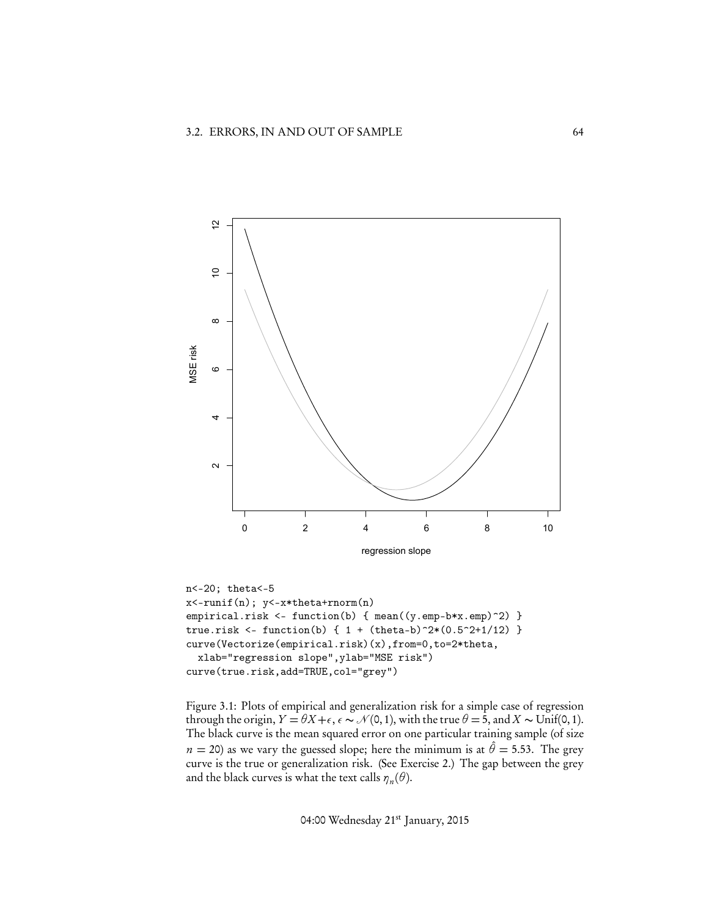```
n<-20; theta<-5
x<-runif(n); y<-x*theta+rnorm(n)
empirical.risk <- function(b) { mean((y.emp-b*x.emp)^2) }
true.risk <- function(b) { 1 + (theta-b)^2*(0.5^2+1/12) }
curve(Vectorize(empirical.risk)(x),from=0,to=2*theta,
  xlab="regression slope",ylab="MSE risk")
curve(true.risk,add=TRUE,col="grey")
```

Figure 3.1: Plots of empirical and generalization risk for a simple case of regression through the origin, $Y = \theta X + \epsilon$, $\epsilon \sim \mathcal{N}(0,1)$, with the true $\theta = 5$, and $X \sim \text{Unif}(0,1)$. The black curve is the mean squared error on one particular training sample (of size $n = 20$) as we vary the guessed slope; here the minimum is at $\hat{\theta} = 5.53$. The grey curve is the true or generalization risk. (See Exercise 2.) The gap between the grey and the black curves is what the text calls $\eta_n(\theta)$.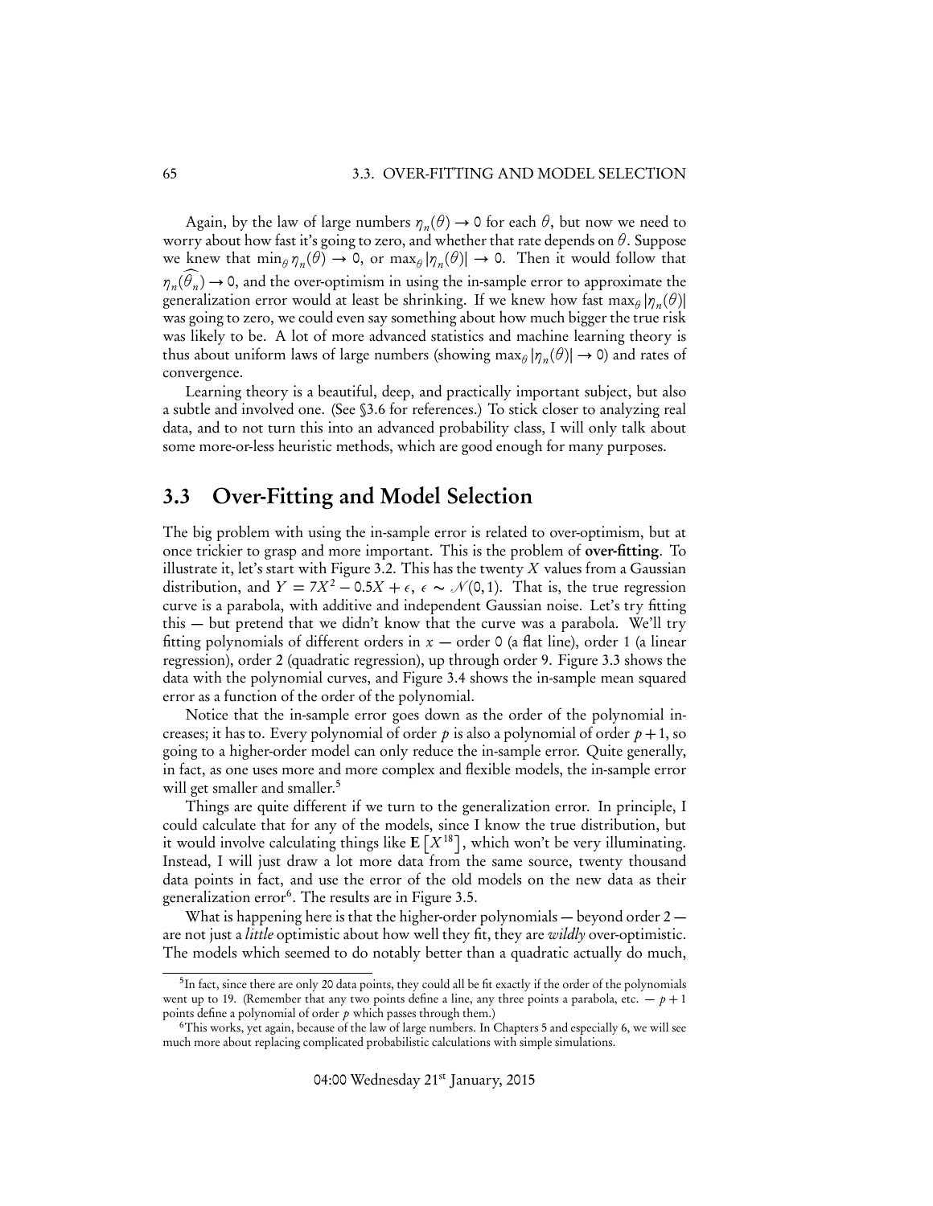Again, by the law of large numbers $\eta_n(\theta) \to 0$ for each $\theta$, but now we need to worry about how fast it's going to zero, and whether that rate depends on $\theta$. Suppose we knew that $\min_\theta \eta_n(\theta) \to 0$, or $\max_\theta |\eta_n(\theta)| \to 0$. Then it would follow that $\eta_n(\widehat{\theta_n}) \to 0$, and the over-optimism in using the in-sample error to approximate the generalization error would at least be shrinking. If we knew how fast $\max_\theta |\eta_n(\theta)|$ was going to zero, we could even say something about how much bigger the true risk was likely to be. A lot of more advanced statistics and machine learning theory is thus about uniform laws of large numbers (showing $\max_\theta |\eta_n(\theta)| \to 0$) and rates of convergence.

Learning theory is a beautiful, deep, and practically important subject, but also a subtle and involved one. (See §3.6 for references.) To stick closer to analyzing real data, and to not turn this into an advanced probability class, I will only talk about some more-or-less heuristic methods, which are good enough for many purposes.

## 3.3 Over-Fitting and Model Selection

The big problem with using the in-sample error is related to over-optimism, but at once trickier to grasp and more important. This is the problem of **over-fitting**. To illustrate it, let's start with Figure 3.2. This has the twenty $X$ values from a Gaussian distribution, and $Y = 7X^2 - 0.5X + \epsilon$, $\epsilon \sim \mathcal{N}(0,1)$. That is, the true regression curve is a parabola, with additive and independent Gaussian noise. Let's try fitting this — but pretend that we didn't know that the curve was a parabola. We'll try fitting polynomials of different orders in $x$ — order 0 (a flat line), order 1 (a linear regression), order 2 (quadratic regression), up through order 9. Figure 3.3 shows the data with the polynomial curves, and Figure 3.4 shows the in-sample mean squared error as a function of the order of the polynomial.

Notice that the in-sample error goes down as the order of the polynomial increases; it has to. Every polynomial of order $p$ is also a polynomial of order $p+1$, so going to a higher-order model can only reduce the in-sample error. Quite generally, in fact, as one uses more and more complex and flexible models, the in-sample error will get smaller and smaller.[5]

Things are quite different if we turn to the generalization error. In principle, I could calculate that for any of the models, since I know the true distribution, but it would involve calculating things like $\mathbf{E}\left[X^{18}\right]$, which won't be very illuminating. Instead, I will just draw a lot more data from the same source, twenty thousand data points in fact, and use the error of the old models on the new data as their generalization error[6]. The results are in Figure 3.5.

What is happening here is that the higher-order polynomials — beyond order 2 — are not just a *little* optimistic about how well they fit, they are *wildly* over-optimistic. The models which seemed to do notably better than a quadratic actually do much,

[5] In fact, since there are only 20 data points, they could all be fit exactly if the order of the polynomials went up to 19. (Remember that any two points define a line, any three points a parabola, etc. — $p+1$ points define a polynomial of order $p$ which passes through them.)

[6] This works, yet again, because of the law of large numbers. In Chapters 5 and especially 6, we will see much more about replacing complicated probabilistic calculations with simple simulations.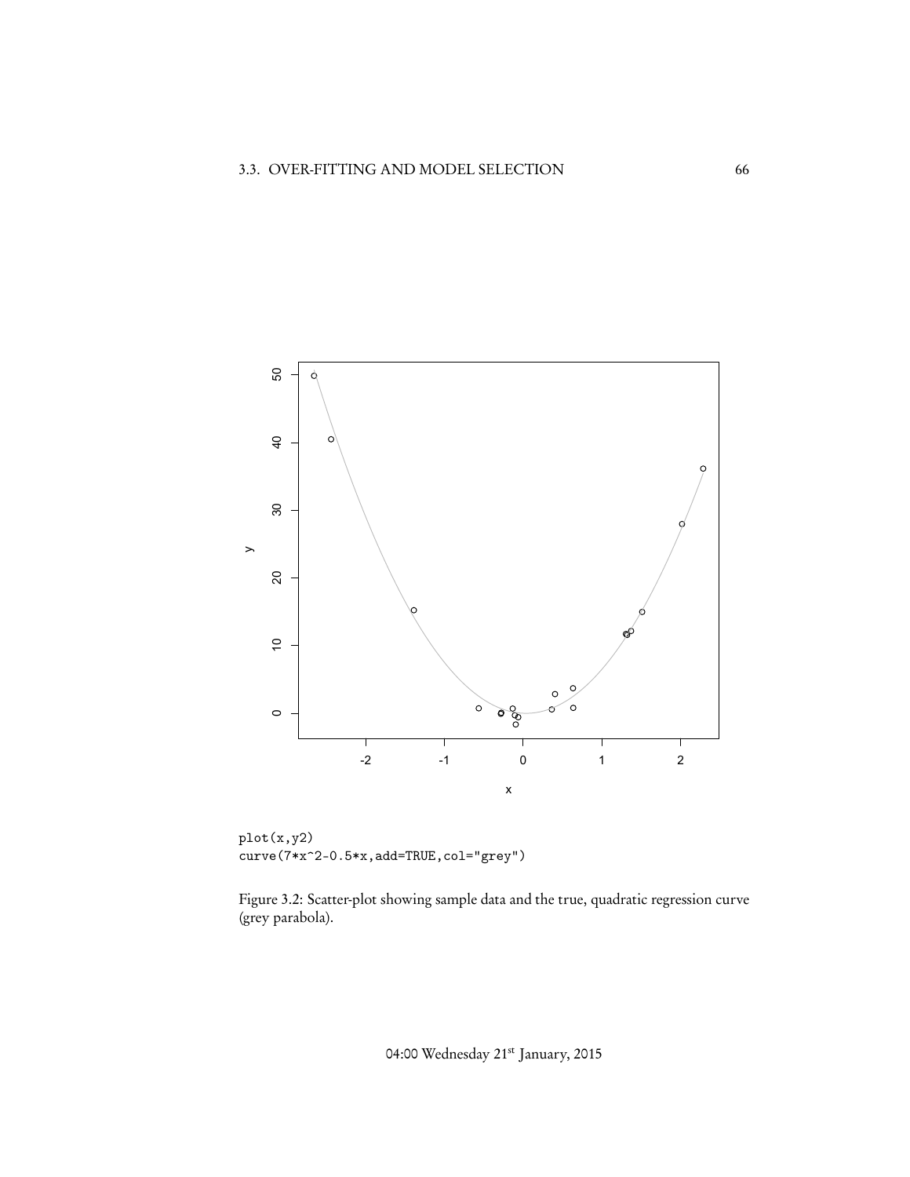```
plot(x,y2)
curve(7*x^2-0.5*x,add=TRUE,col="grey")
```

Figure 3.2: Scatter-plot showing sample data and the true, quadratic regression curve (grey parabola).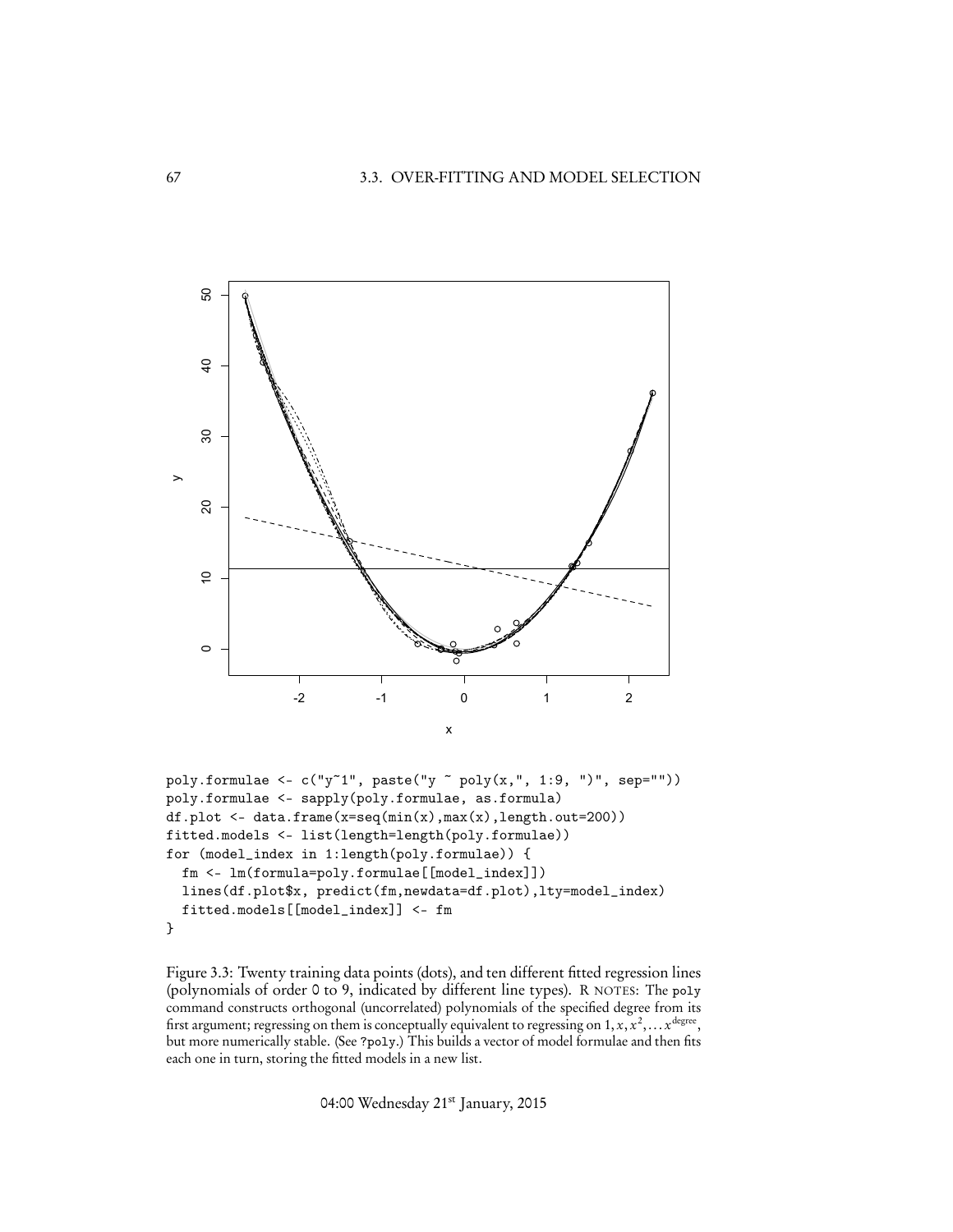```
poly.formulae <- c("y~1", paste("y ~ poly(x,", 1:9, ")", sep=""))
poly.formulae <- sapply(poly.formulae, as.formula)
df.plot <- data.frame(x=seq(min(x),max(x),length.out=200))
fitted.models <- list(length=length(poly.formulae))
for (model_index in 1:length(poly.formulae)) {
  fm <- lm(formula=poly.formulae[[model_index]])
  lines(df.plot$x, predict(fm,newdata=df.plot),lty=model_index)
  fitted.models[[model_index]] <- fm
}
```

Figure 3.3: Twenty training data points (dots), and ten different fitted regression lines (polynomials of order 0 to 9, indicated by different line types). R NOTES: The `poly` command constructs orthogonal (uncorrelated) polynomials of the specified degree from its first argument; regressing on them is conceptually equivalent to regressing on $1, x, x^2, \ldots x^{\text{degree}}$, but more numerically stable. (See `?poly`.) This builds a vector of model formulae and then fits each one in turn, storing the fitted models in a new list.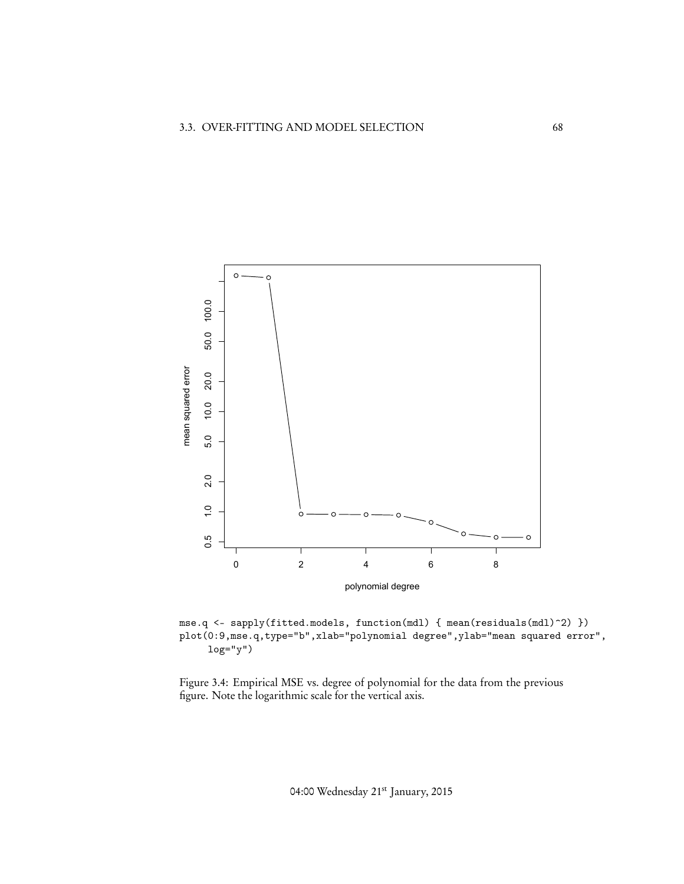```
mse.q <- sapply(fitted.models, function(mdl) { mean(residuals(mdl)^2) })
plot(0:9,mse.q,type="b",xlab="polynomial degree",ylab="mean squared error",
     log="y")
```

Figure 3.4: Empirical MSE vs. degree of polynomial for the data from the previous figure. Note the logarithmic scale for the vertical axis.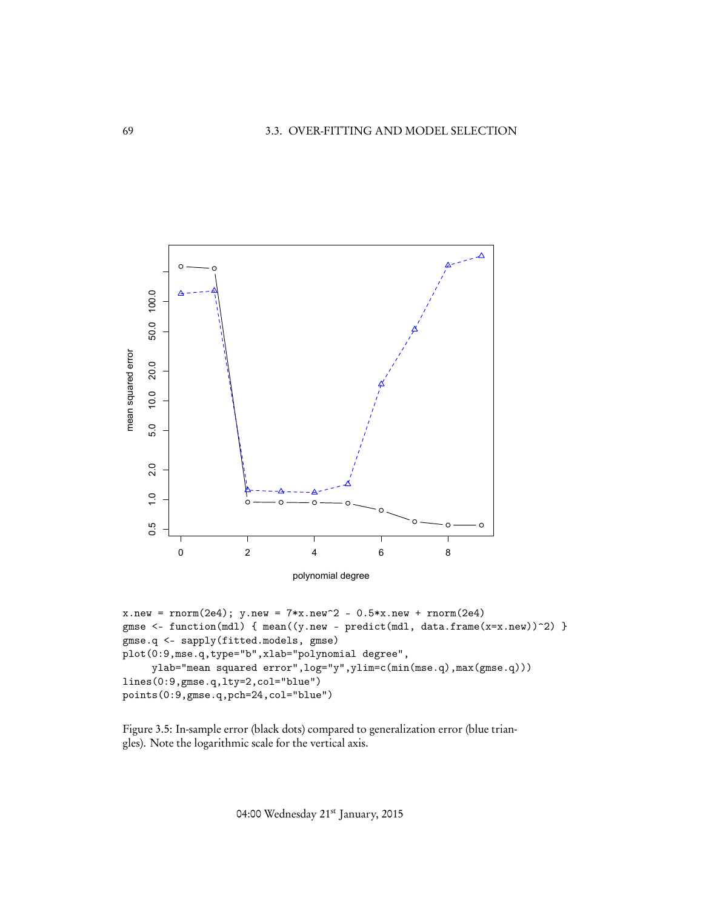```
x.new = rnorm(2e4); y.new = 7*x.new^2 - 0.5*x.new + rnorm(2e4)
gmse <- function(mdl) { mean((y.new - predict(mdl, data.frame(x=x.new))^2) }
gmse.q <- sapply(fitted.models, gmse)
plot(0:9,mse.q,type="b",xlab="polynomial degree",
     ylab="mean squared error",log="y",ylim=c(min(mse.q),max(gmse.q)))
lines(0:9,gmse.q,lty=2,col="blue")
points(0:9,gmse.q,pch=24,col="blue")
```

Figure 3.5: In-sample error (black dots) compared to generalization error (blue triangles). Note the logarithmic scale for the vertical axis.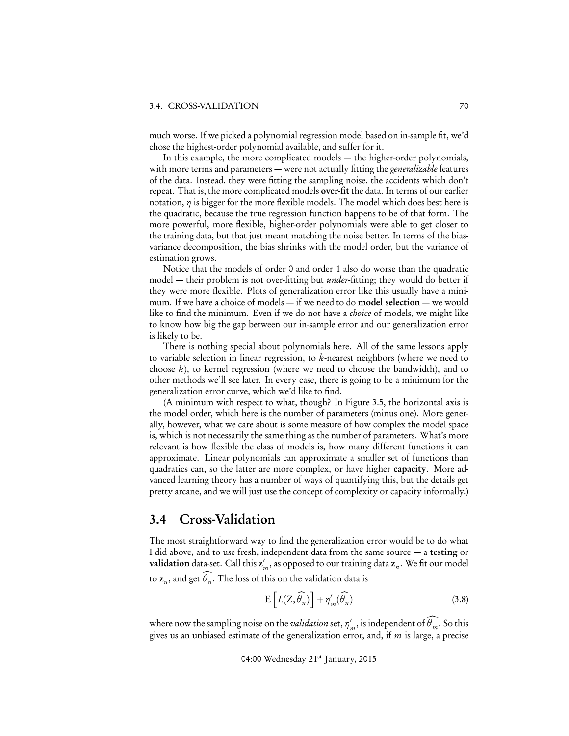much worse. If we picked a polynomial regression model based on in-sample fit, we'd chose the highest-order polynomial available, and suffer for it.

In this example, the more complicated models — the higher-order polynomials, with more terms and parameters — were not actually fitting the *generalizable* features of the data. Instead, they were fitting the sampling noise, the accidents which don't repeat. That is, the more complicated models **over-fit** the data. In terms of our earlier notation, $\eta$ is bigger for the more flexible models. The model which does best here is the quadratic, because the true regression function happens to be of that form. The more powerful, more flexible, higher-order polynomials were able to get closer to the training data, but that just meant matching the noise better. In terms of the bias-variance decomposition, the bias shrinks with the model order, but the variance of estimation grows.

Notice that the models of order 0 and order 1 also do worse than the quadratic model — their problem is not over-fitting but *under*-fitting; they would do better if they were more flexible. Plots of generalization error like this usually have a minimum. If we have a choice of models — if we need to do **model selection** — we would like to find the minimum. Even if we do not have a *choice* of models, we might like to know how big the gap between our in-sample error and our generalization error is likely to be.

There is nothing special about polynomials here. All of the same lessons apply to variable selection in linear regression, to $k$-nearest neighbors (where we need to choose $k$), to kernel regression (where we need to choose the bandwidth), and to other methods we'll see later. In every case, there is going to be a minimum for the generalization error curve, which we'd like to find.

(A minimum with respect to what, though? In Figure 3.5, the horizontal axis is the model order, which here is the number of parameters (minus one). More generally, however, what we care about is some measure of how complex the model space is, which is not necessarily the same thing as the number of parameters. What's more relevant is how flexible the class of models is, how many different functions it can approximate. Linear polynomials can approximate a smaller set of functions than quadratics can, so the latter are more complex, or have higher **capacity**. More advanced learning theory has a number of ways of quantifying this, but the details get pretty arcane, and we will just use the concept of complexity or capacity informally.)

## 3.4 Cross-Validation

The most straightforward way to find the generalization error would be to do what I did above, and to use fresh, independent data from the same source — a **testing** or **validation** data-set. Call this $\mathbf{z}'_m$, as opposed to our training data $\mathbf{z}_n$. We fit our model to $\mathbf{z}_n$, and get $\widehat{\theta_n}$. The loss of this on the validation data is

$$\mathbf{E}\left[L(Z, \widehat{\theta_n})\right] + \eta'_m(\widehat{\theta_n}) \tag{3.8}$$

where now the sampling noise on the *validation* set, $\eta'_m$, is independent of $\widehat{\theta_m}$. So this gives us an unbiased estimate of the generalization error, and, if $m$ is large, a precise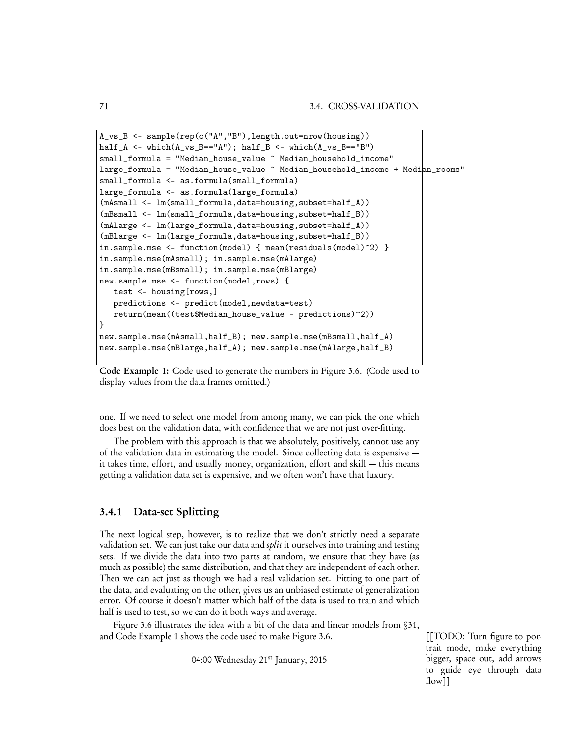```
A_vs_B <- sample(rep(c("A","B"),length.out=nrow(housing))
half_A <- which(A_vs_B=="A"); half_B <- which(A_vs_B=="B")
small_formula = "Median_house_value ~ Median_household_income"
large_formula = "Median_house_value ~ Median_household_income + Median_rooms"
small_formula <- as.formula(small_formula)
large_formula <- as.formula(large_formula)
(mAsmall <- lm(small_formula,data=housing,subset=half_A))
(mBsmall <- lm(small_formula,data=housing,subset=half_B))
(mAlarge <- lm(large_formula,data=housing,subset=half_A))
(mBlarge <- lm(large_formula,data=housing,subset=half_B))
in.sample.mse <- function(model) { mean(residuals(model)^2) }
in.sample.mse(mAsmall); in.sample.mse(mAlarge)
in.sample.mse(mBsmall); in.sample.mse(mBlarge)
new.sample.mse <- function(model,rows) {
   test <- housing[rows,]
   predictions <- predict(model,newdata=test)
   return(mean((test$Median_house_value - predictions)^2))
}
new.sample.mse(mAsmall,half_B); new.sample.mse(mBsmall,half_A)
new.sample.mse(mBlarge,half_A); new.sample.mse(mAlarge,half_B)
```

**Code Example 1:** Code used to generate the numbers in Figure 3.6. (Code used to display values from the data frames omitted.)

one. If we need to select one model from among many, we can pick the one which does best on the validation data, with confidence that we are not just over-fitting.

The problem with this approach is that we absolutely, positively, cannot use any of the validation data in estimating the model. Since collecting data is expensive — it takes time, effort, and usually money, organization, effort and skill — this means getting a validation data set is expensive, and we often won't have that luxury.

### 3.4.1 Data-set Splitting

The next logical step, however, is to realize that we don't strictly need a separate validation set. We can just take our data and *split* it ourselves into training and testing sets. If we divide the data into two parts at random, we ensure that they have (as much as possible) the same distribution, and that they are independent of each other. Then we can act just as though we had a real validation set. Fitting to one part of the data, and evaluating on the other, gives us an unbiased estimate of generalization error. Of course it doesn't matter which half of the data is used to train and which half is used to test, so we can do it both ways and average.

Figure 3.6 illustrates the idea with a bit of the data and linear models from §31, and Code Example 1 shows the code used to make Figure 3.6.

[[TODO: Turn figure to portrait mode, make everything bigger, space out, add arrows to guide eye through data flow]]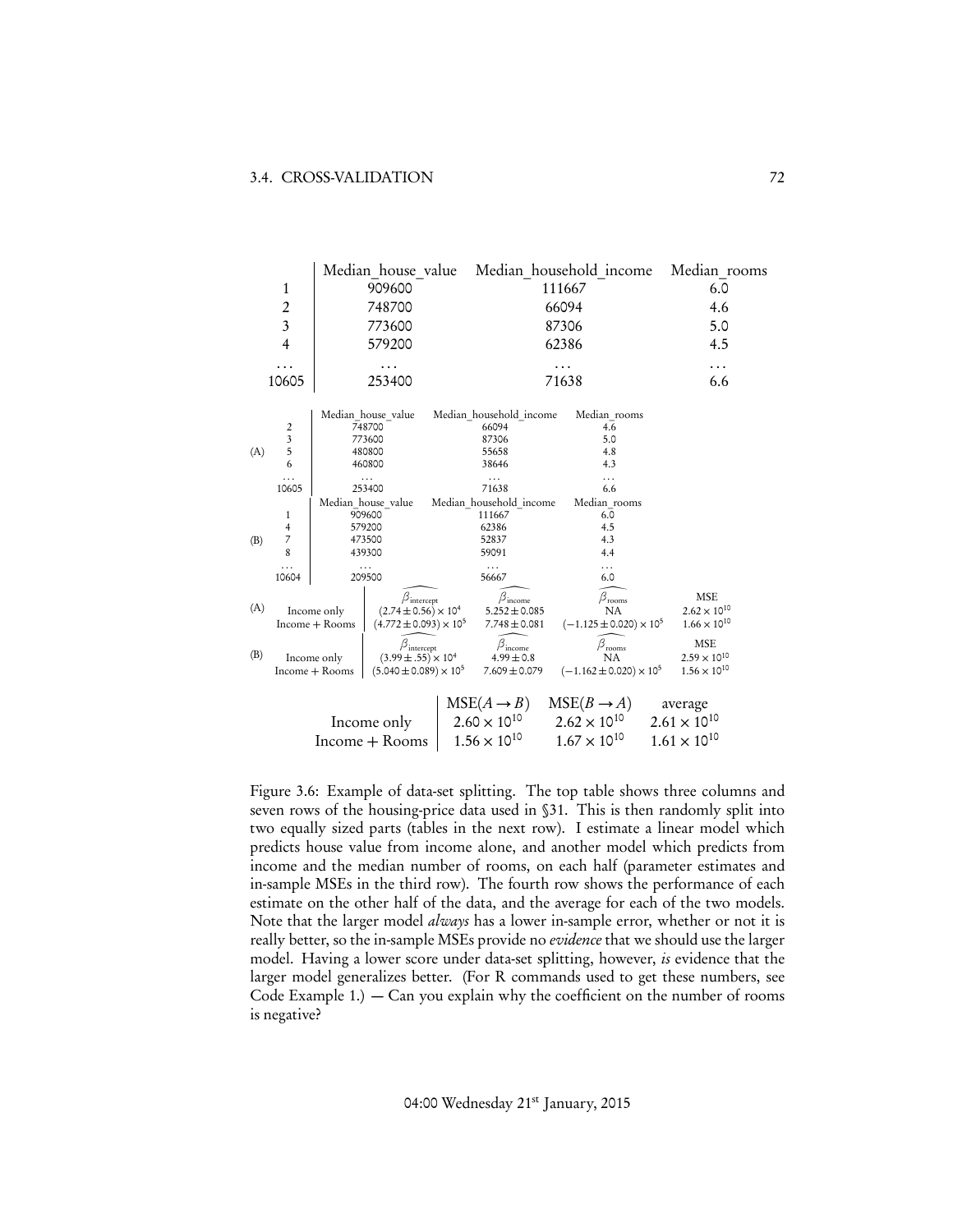| | Median_house_value | Median_household_income | Median_rooms |
|---|---|---|---|
| 1 | 909600 | 111667 | 6.0 |
| 2 | 748700 | 66094 | 4.6 |
| 3 | 773600 | 87306 | 5.0 |
| 4 | 579200 | 62386 | 4.5 |
| ... | ... | ... | ... |
| 10605 | 253400 | 71638 | 6.6 |

| | | Median_house_value | Median_household_income | Median_rooms |
|---|---|---|---|---|
| (A) | 2 | 748700 | 66094 | 4.6 |
| | 3 | 773600 | 87306 | 5.0 |
| | 5 | 480800 | 55658 | 4.8 |
| | 6 | 460800 | 38646 | 4.3 |
| | ... | ... | ... | ... |
| | 10605 | 253400 | 71638 | 6.6 |

| | | Median_house_value | Median_household_income | Median_rooms |
|---|---|---|---|---|
| (B) | 1 | 909600 | 111667 | 6.0 |
| | 4 | 579200 | 62386 | 4.5 |
| | 7 | 473500 | 52837 | 4.3 |
| | 8 | 439300 | 59091 | 4.4 |
| | ... | ... | ... | ... |
| | 10604 | 209500 | 56667 | 6.0 |

| | | $\widehat{\beta}_{\text{intercept}}$ | $\widehat{\beta}_{\text{income}}$ | $\widehat{\beta}_{\text{rooms}}$ | MSE |
|---|---|---|---|---|---|
| (A) | Income only | $(2.74 \pm 0.56) \times 10^4$ | $5.252 \pm 0.085$ | NA | $2.62 \times 10^{10}$ |
| | Income + Rooms | $(4.772 \pm 0.093) \times 10^5$ | $7.748 \pm 0.081$ | $(-1.125 \pm 0.020) \times 10^5$ | $1.66 \times 10^{10}$ |

| | | $\widehat{\beta}_{\text{intercept}}$ | $\widehat{\beta}_{\text{income}}$ | $\widehat{\beta}_{\text{rooms}}$ | MSE |
|---|---|---|---|---|---|
| (B) | Income only | $(3.99 \pm .55) \times 10^4$ | $4.99 \pm 0.8$ | NA | $2.59 \times 10^{10}$ |
| | Income + Rooms | $(5.040 \pm 0.089) \times 10^5$ | $7.609 \pm 0.079$ | $(-1.162 \pm 0.020) \times 10^5$ | $1.56 \times 10^{10}$ |

| | $\text{MSE}(A \to B)$ | $\text{MSE}(B \to A)$ | average |
|---|---|---|---|
| Income only | $2.60 \times 10^{10}$ | $2.62 \times 10^{10}$ | $2.61 \times 10^{10}$ |
| Income + Rooms | $1.56 \times 10^{10}$ | $1.67 \times 10^{10}$ | $1.61 \times 10^{10}$ |

Figure 3.6: Example of data-set splitting. The top table shows three columns and seven rows of the housing-price data used in §31. This is then randomly split into two equally sized parts (tables in the next row). I estimate a linear model which predicts house value from income alone, and another model which predicts from income and the median number of rooms, on each half (parameter estimates and in-sample MSEs in the third row). The fourth row shows the performance of each estimate on the other half of the data, and the average for each of the two models. Note that the larger model *always* has a lower in-sample error, whether or not it is really better, so the in-sample MSEs provide no *evidence* that we should use the larger model. Having a lower score under data-set splitting, however, *is* evidence that the larger model generalizes better. (For R commands used to get these numbers, see Code Example 1.) — Can you explain why the coefficient on the number of rooms is negative?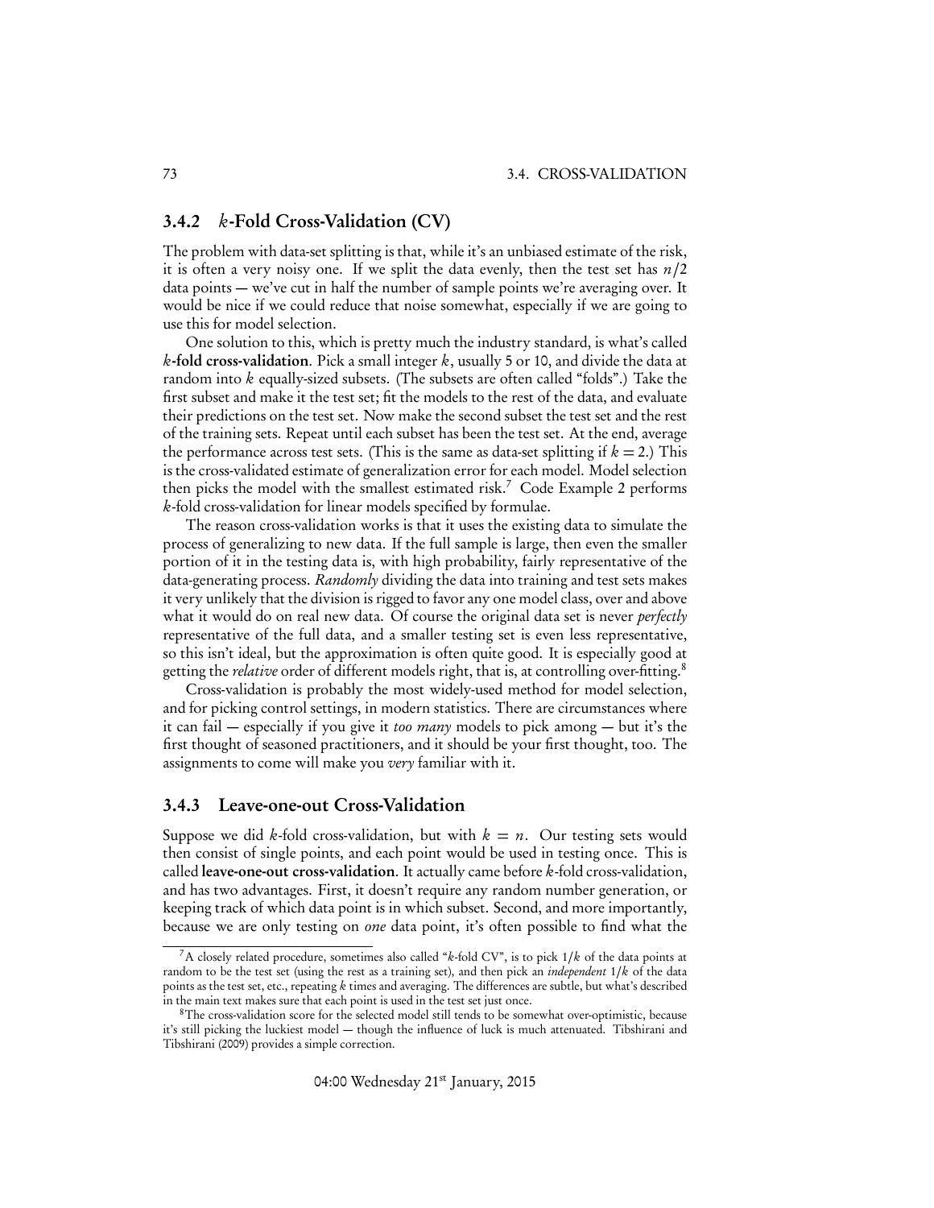### 3.4.2 $k$-Fold Cross-Validation (CV)

The problem with data-set splitting is that, while it's an unbiased estimate of the risk, it is often a very noisy one. If we split the data evenly, then the test set has $n/2$ data points — we've cut in half the number of sample points we're averaging over. It would be nice if we could reduce that noise somewhat, especially if we are going to use this for model selection.

One solution to this, which is pretty much the industry standard, is what's called **$k$-fold cross-validation**. Pick a small integer $k$, usually 5 or 10, and divide the data at random into $k$ equally-sized subsets. (The subsets are often called "folds".) Take the first subset and make it the test set; fit the models to the rest of the data, and evaluate their predictions on the test set. Now make the second subset the test set and the rest of the training sets. Repeat until each subset has been the test set. At the end, average the performance across test sets. (This is the same as data-set splitting if $k = 2$.) This is the cross-validated estimate of generalization error for each model. Model selection then picks the model with the smallest estimated risk.[7] Code Example 2 performs $k$-fold cross-validation for linear models specified by formulae.

The reason cross-validation works is that it uses the existing data to simulate the process of generalizing to new data. If the full sample is large, then even the smaller portion of it in the testing data is, with high probability, fairly representative of the data-generating process. *Randomly* dividing the data into training and test sets makes it very unlikely that the division is rigged to favor any one model class, over and above what it would do on real new data. Of course the original data set is never *perfectly* representative of the full data, and a smaller testing set is even less representative, so this isn't ideal, but the approximation is often quite good. It is especially good at getting the *relative* order of different models right, that is, at controlling over-fitting.[8]

Cross-validation is probably the most widely-used method for model selection, and for picking control settings, in modern statistics. There are circumstances where it can fail — especially if you give it *too many* models to pick among — but it's the first thought of seasoned practitioners, and it should be your first thought, too. The assignments to come will make you *very* familiar with it.

### 3.4.3 Leave-one-out Cross-Validation

Suppose we did $k$-fold cross-validation, but with $k = n$. Our testing sets would then consist of single points, and each point would be used in testing once. This is called **leave-one-out cross-validation**. It actually came before $k$-fold cross-validation, and has two advantages. First, it doesn't require any random number generation, or keeping track of which data point is in which subset. Second, and more importantly, because we are only testing on *one* data point, it's often possible to find what the

---

[7] A closely related procedure, sometimes also called "$k$-fold CV", is to pick $1/k$ of the data points at random to be the test set (using the rest as a training set), and then pick an *independent* $1/k$ of the data points as the test set, etc., repeating $k$ times and averaging. The differences are subtle, but what's described in the main text makes sure that each point is used in the test set just once.

[8] The cross-validation score for the selected model still tends to be somewhat over-optimistic, because it's still picking the luckiest model — though the influence of luck is much attenuated. Tibshirani and Tibshirani (2009) provides a simple correction.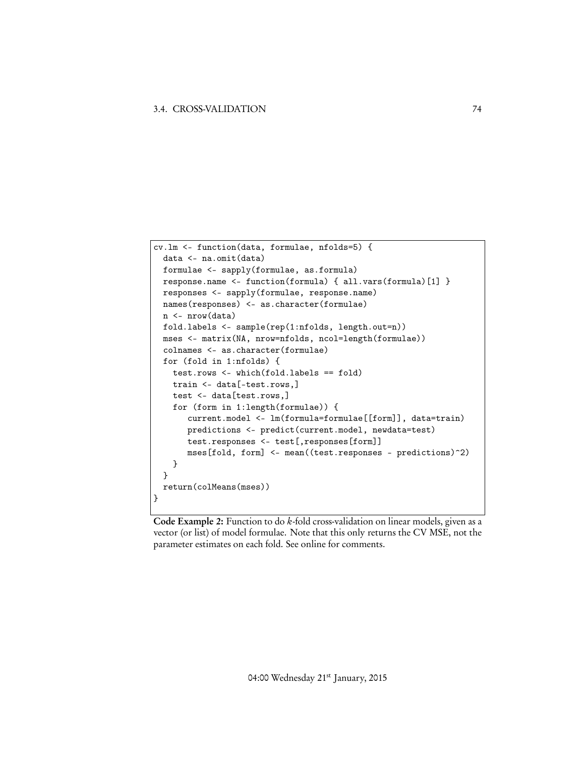```
cv.lm <- function(data, formulae, nfolds=5) {
  data <- na.omit(data)
  formulae <- sapply(formulae, as.formula)
  response.name <- function(formula) { all.vars(formula)[1] }
  responses <- sapply(formulae, response.name)
  names(responses) <- as.character(formulae)
  n <- nrow(data)
  fold.labels <- sample(rep(1:nfolds, length.out=n))
  mses <- matrix(NA, nrow=nfolds, ncol=length(formulae))
  colnames <- as.character(formulae)
  for (fold in 1:nfolds) {
    test.rows <- which(fold.labels == fold)
    train <- data[-test.rows,]
    test <- data[test.rows,]
    for (form in 1:length(formulae)) {
       current.model <- lm(formula=formulae[[form]], data=train)
       predictions <- predict(current.model, newdata=test)
       test.responses <- test[,responses[form]]
       mses[fold, form] <- mean((test.responses - predictions)^2)
    }
  }
  return(colMeans(mses))
}
```

**Code Example 2:** Function to do *k*-fold cross-validation on linear models, given as a vector (or list) of model formulae. Note that this only returns the CV MSE, not the parameter estimates on each fold. See online for comments.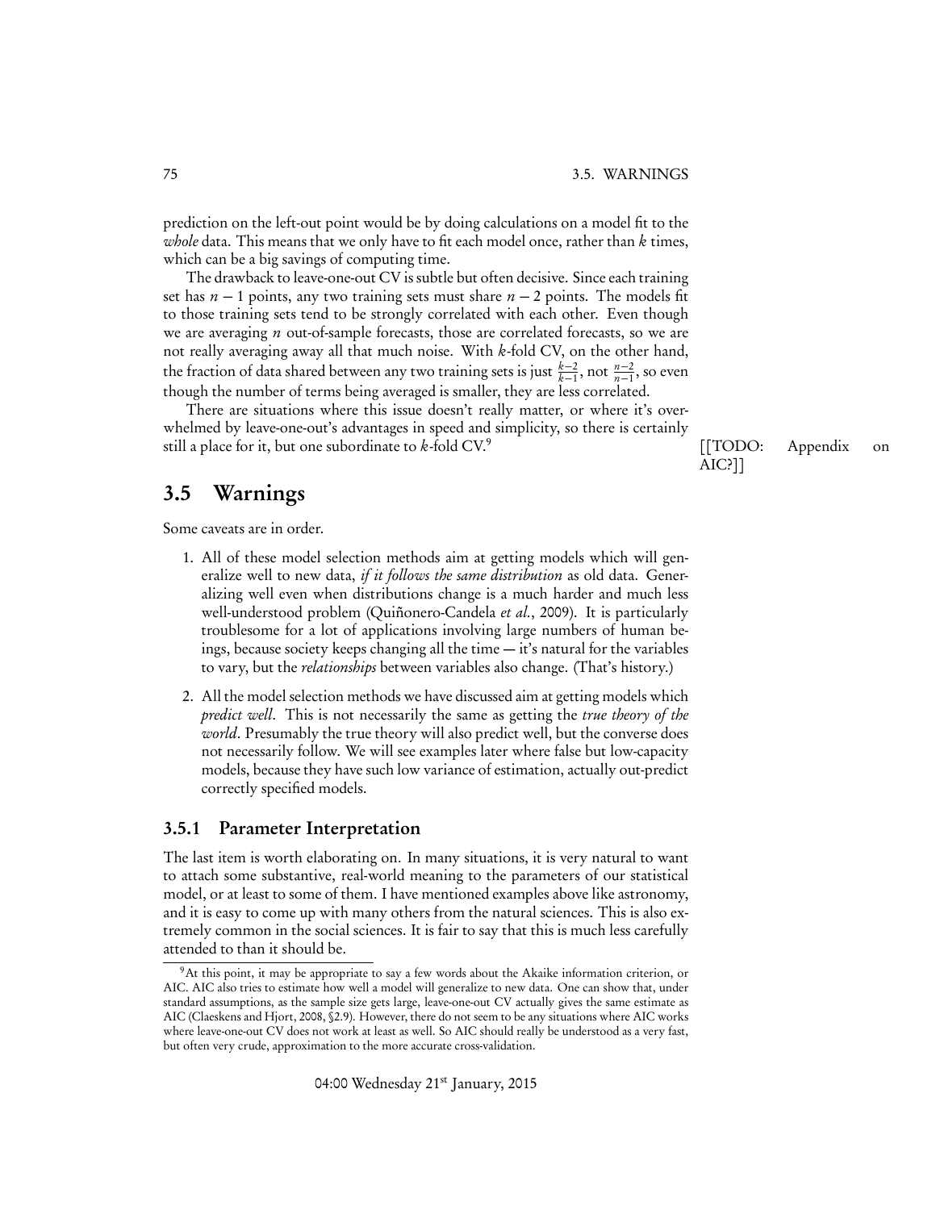prediction on the left-out point would be by doing calculations on a model fit to the *whole* data. This means that we only have to fit each model once, rather than $k$ times, which can be a big savings of computing time.

The drawback to leave-one-out CV is subtle but often decisive. Since each training set has $n-1$ points, any two training sets must share $n-2$ points. The models fit to those training sets tend to be strongly correlated with each other. Even though we are averaging $n$ out-of-sample forecasts, those are correlated forecasts, so we are not really averaging away all that much noise. With $k$-fold CV, on the other hand, the fraction of data shared between any two training sets is just $\frac{k-2}{k-1}$, not $\frac{n-2}{n-1}$, so even though the number of terms being averaged is smaller, they are less correlated.

There are situations where this issue doesn't really matter, or where it's overwhelmed by leave-one-out's advantages in speed and simplicity, so there is certainly still a place for it, but one subordinate to $k$-fold CV.[9]

[[TODO: Appendix on AIC?]]

## 3.5 Warnings

Some caveats are in order.

1. All of these model selection methods aim at getting models which will generalize well to new data, *if it follows the same distribution* as old data. Generalizing well even when distributions change is a much harder and much less well-understood problem (Quiñonero-Candela *et al.*, 2009). It is particularly troublesome for a lot of applications involving large numbers of human beings, because society keeps changing all the time — it's natural for the variables to vary, but the *relationships* between variables also change. (That's history.)

2. All the model selection methods we have discussed aim at getting models which *predict well*. This is not necessarily the same as getting the *true theory of the world*. Presumably the true theory will also predict well, but the converse does not necessarily follow. We will see examples later where false but low-capacity models, because they have such low variance of estimation, actually out-predict correctly specified models.

### 3.5.1 Parameter Interpretation

The last item is worth elaborating on. In many situations, it is very natural to want to attach some substantive, real-world meaning to the parameters of our statistical model, or at least to some of them. I have mentioned examples above like astronomy, and it is easy to come up with many others from the natural sciences. This is also extremely common in the social sciences. It is fair to say that this is much less carefully attended to than it should be.

[9] At this point, it may be appropriate to say a few words about the Akaike information criterion, or AIC. AIC also tries to estimate how well a model will generalize to new data. One can show that, under standard assumptions, as the sample size gets large, leave-one-out CV actually gives the same estimate as AIC (Claeskens and Hjort, 2008, §2.9). However, there do not seem to be any situations where AIC works where leave-one-out CV does not work at least as well. So AIC should really be understood as a very fast, but often very crude, approximation to the more accurate cross-validation.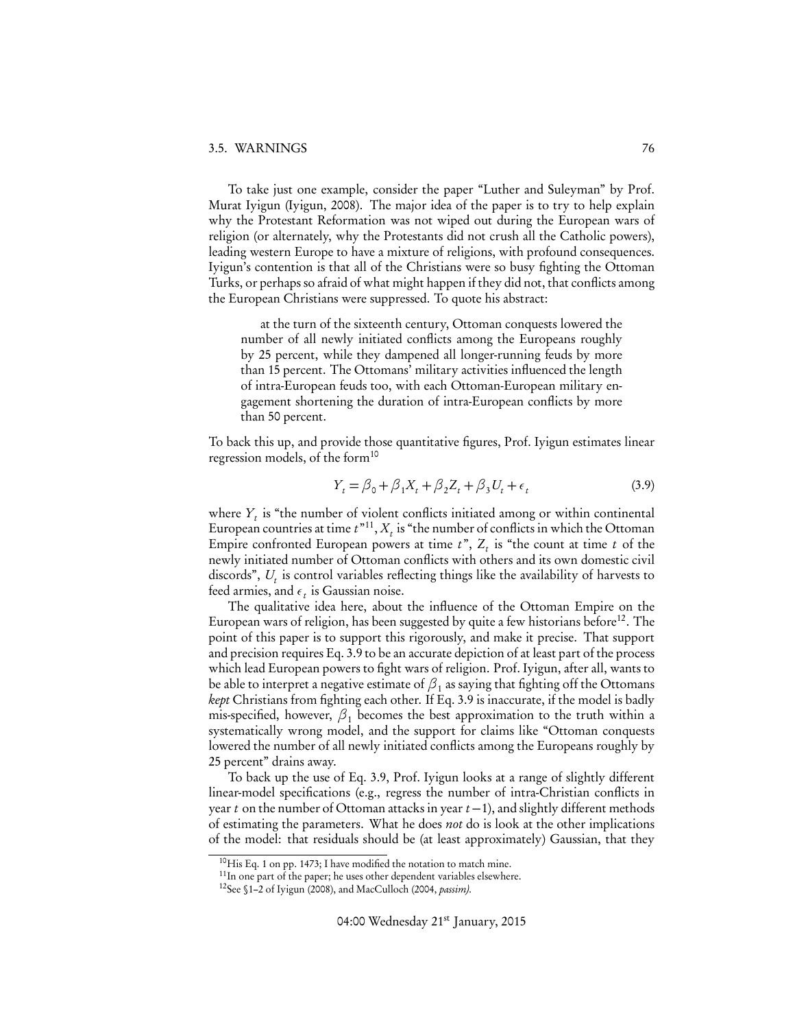To take just one example, consider the paper "Luther and Suleyman" by Prof. Murat Iyigun (Iyigun, 2008). The major idea of the paper is to try to help explain why the Protestant Reformation was not wiped out during the European wars of religion (or alternately, why the Protestants did not crush all the Catholic powers), leading western Europe to have a mixture of religions, with profound consequences. Iyigun's contention is that all of the Christians were so busy fighting the Ottoman Turks, or perhaps so afraid of what might happen if they did not, that conflicts among the European Christians were suppressed. To quote his abstract:

> at the turn of the sixteenth century, Ottoman conquests lowered the number of all newly initiated conflicts among the Europeans roughly by 25 percent, while they dampened all longer-running feuds by more than 15 percent. The Ottomans' military activities influenced the length of intra-European feuds too, with each Ottoman-European military engagement shortening the duration of intra-European conflicts by more than 50 percent.

To back this up, and provide those quantitative figures, Prof. Iyigun estimates linear regression models, of the form[10]

$$Y_t = \beta_0 + \beta_1 X_t + \beta_2 Z_t + \beta_3 U_t + \epsilon_t \tag{3.9}$$

where $Y_t$ is "the number of violent conflicts initiated among or within continental European countries at time $t$"[11], $X_t$ is "the number of conflicts in which the Ottoman Empire confronted European powers at time $t$", $Z_t$ is "the count at time $t$ of the newly initiated number of Ottoman conflicts with others and its own domestic civil discords", $U_t$ is control variables reflecting things like the availability of harvests to feed armies, and $\epsilon_t$ is Gaussian noise.

The qualitative idea here, about the influence of the Ottoman Empire on the European wars of religion, has been suggested by quite a few historians before[12]. The point of this paper is to support this rigorously, and make it precise. That support and precision requires Eq. 3.9 to be an accurate depiction of at least part of the process which lead European powers to fight wars of religion. Prof. Iyigun, after all, wants to be able to interpret a negative estimate of $\beta_1$ as saying that fighting off the Ottomans *kept* Christians from fighting each other. If Eq. 3.9 is inaccurate, if the model is badly mis-specified, however, $\beta_1$ becomes the best approximation to the truth within a systematically wrong model, and the support for claims like "Ottoman conquests lowered the number of all newly initiated conflicts among the Europeans roughly by 25 percent" drains away.

To back up the use of Eq. 3.9, Prof. Iyigun looks at a range of slightly different linear-model specifications (e.g., regress the number of intra-Christian conflicts in year $t$ on the number of Ottoman attacks in year $t-1$), and slightly different methods of estimating the parameters. What he does *not* do is look at the other implications of the model: that residuals should be (at least approximately) Gaussian, that they

---

[10] His Eq. 1 on pp. 1473; I have modified the notation to match mine.

[11] In one part of the paper; he uses other dependent variables elsewhere.

[12] See §1–2 of Iyigun (2008), and MacCulloch (2004, *passim*).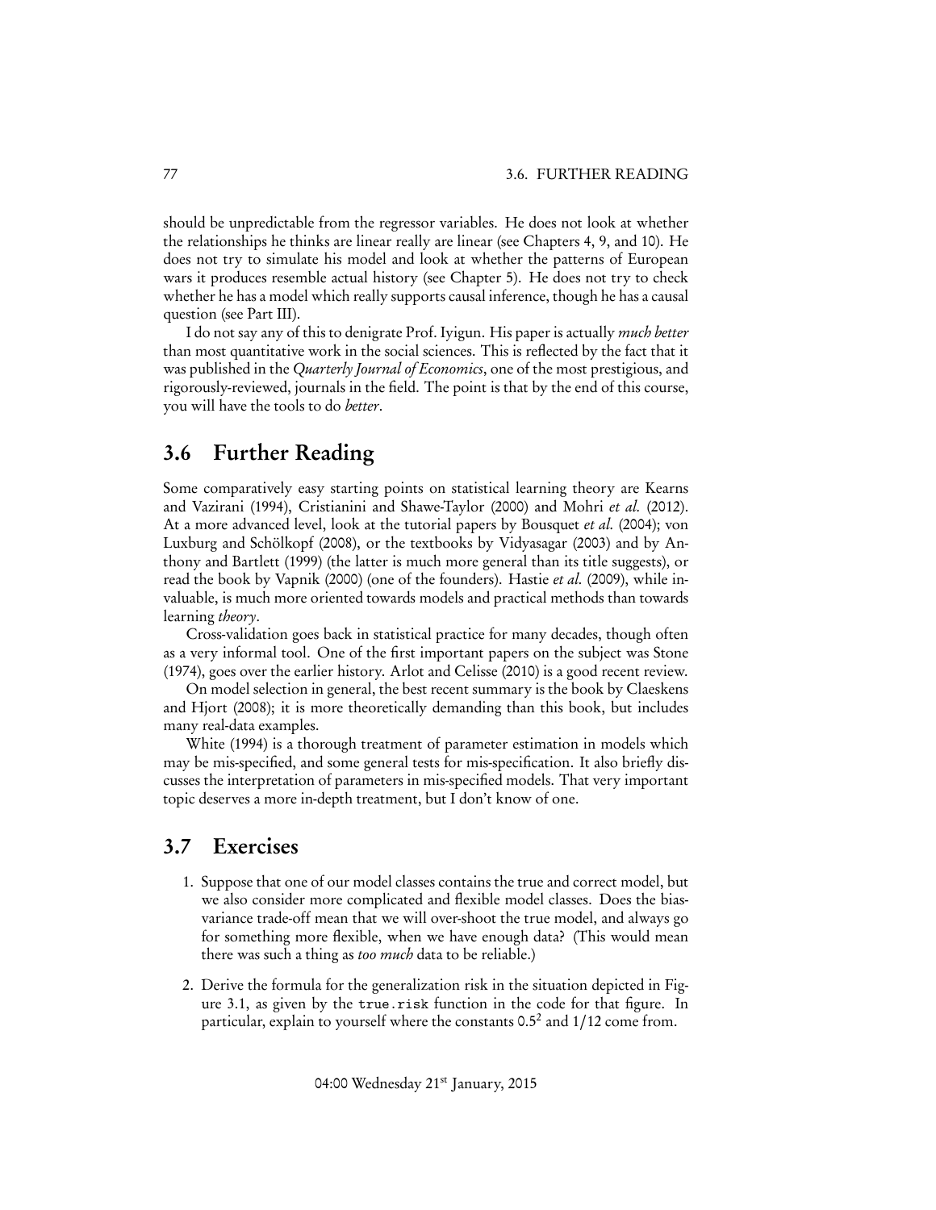should be unpredictable from the regressor variables. He does not look at whether the relationships he thinks are linear really are linear (see Chapters 4, 9, and 10). He does not try to simulate his model and look at whether the patterns of European wars it produces resemble actual history (see Chapter 5). He does not try to check whether he has a model which really supports causal inference, though he has a causal question (see Part III).

I do not say any of this to denigrate Prof. Iyigun. His paper is actually *much better* than most quantitative work in the social sciences. This is reflected by the fact that it was published in the *Quarterly Journal of Economics*, one of the most prestigious, and rigorously-reviewed, journals in the field. The point is that by the end of this course, you will have the tools to do *better*.

## 3.6 Further Reading

Some comparatively easy starting points on statistical learning theory are Kearns and Vazirani (1994), Cristianini and Shawe-Taylor (2000) and Mohri *et al.* (2012). At a more advanced level, look at the tutorial papers by Bousquet *et al.* (2004); von Luxburg and Schölkopf (2008), or the textbooks by Vidyasagar (2003) and by Anthony and Bartlett (1999) (the latter is much more general than its title suggests), or read the book by Vapnik (2000) (one of the founders). Hastie *et al.* (2009), while invaluable, is much more oriented towards models and practical methods than towards learning *theory*.

Cross-validation goes back in statistical practice for many decades, though often as a very informal tool. One of the first important papers on the subject was Stone (1974), goes over the earlier history. Arlot and Celisse (2010) is a good recent review.

On model selection in general, the best recent summary is the book by Claeskens and Hjort (2008); it is more theoretically demanding than this book, but includes many real-data examples.

White (1994) is a thorough treatment of parameter estimation in models which may be mis-specified, and some general tests for mis-specification. It also briefly discusses the interpretation of parameters in mis-specified models. That very important topic deserves a more in-depth treatment, but I don't know of one.

## 3.7 Exercises

1. Suppose that one of our model classes contains the true and correct model, but we also consider more complicated and flexible model classes. Does the bias-variance trade-off mean that we will over-shoot the true model, and always go for something more flexible, when we have enough data? (This would mean there was such a thing as *too much* data to be reliable.)

2. Derive the formula for the generalization risk in the situation depicted in Figure 3.1, as given by the `true.risk` function in the code for that figure. In particular, explain to yourself where the constants $0.5^2$ and $1/12$ come from.